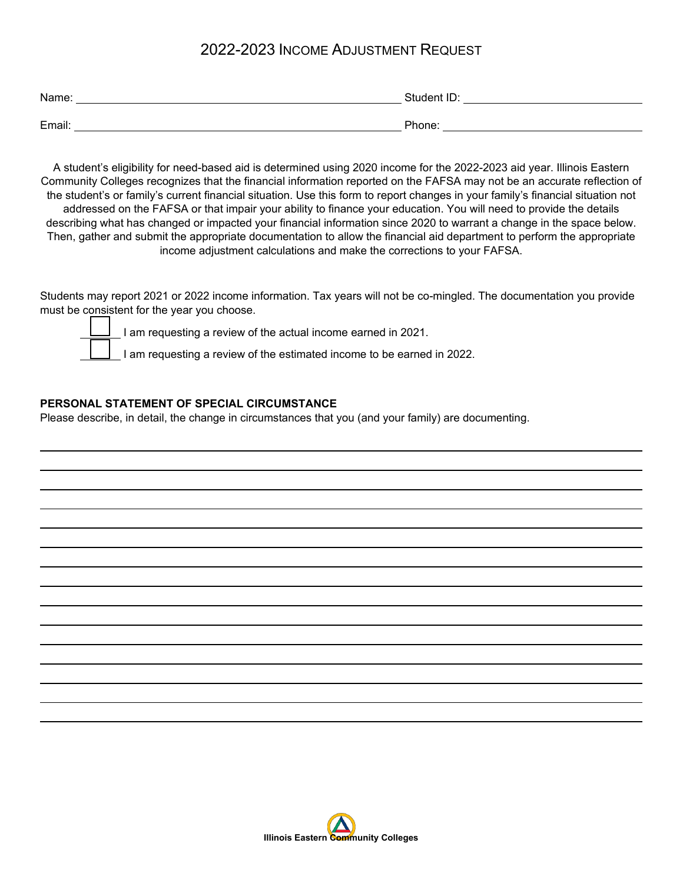# 2022-2023 Income Adjustment Request

Name: ____________________________________________ Student ID: ______________________

Email: ____________________________________________ Phone: __________________________

A student's eligibility for need-based aid is determined using 2020 income for the 2022-2023 aid year. Illinois Eastern Community Colleges recognizes that the financial information reported on the FAFSA may not be an accurate reflection of the student's or family's current financial situation. Use this form to report changes in your family's financial situation not addressed on the FAFSA or that impair your ability to finance your education. You will need to provide the details describing what has changed or impacted your financial information since 2020 to warrant a change in the space below. Then, gather and submit the appropriate documentation to allow the financial aid department to perform the appropriate income adjustment calculations and make the corrections to your FAFSA.

Students may report 2021 or 2022 income information. Tax years will not be co-mingled. The documentation you provide must be consistent for the year you choose.

- ☐ I am requesting a review of the actual income earned in 2021.
- ☐ I am requesting a review of the estimated income to be earned in 2022.

**PERSONAL STATEMENT OF SPECIAL CIRCUMSTANCE**

Please describe, in detail, the change in circumstances that you (and your family) are documenting.

______________________________________________________________________________

______________________________________________________________________________

______________________________________________________________________________

______________________________________________________________________________

______________________________________________________________________________

______________________________________________________________________________

______________________________________________________________________________

______________________________________________________________________________

______________________________________________________________________________

______________________________________________________________________________

______________________________________________________________________________

______________________________________________________________________________

______________________________________________________________________________

______________________________________________________________________________

**Illinois Eastern Community Colleges**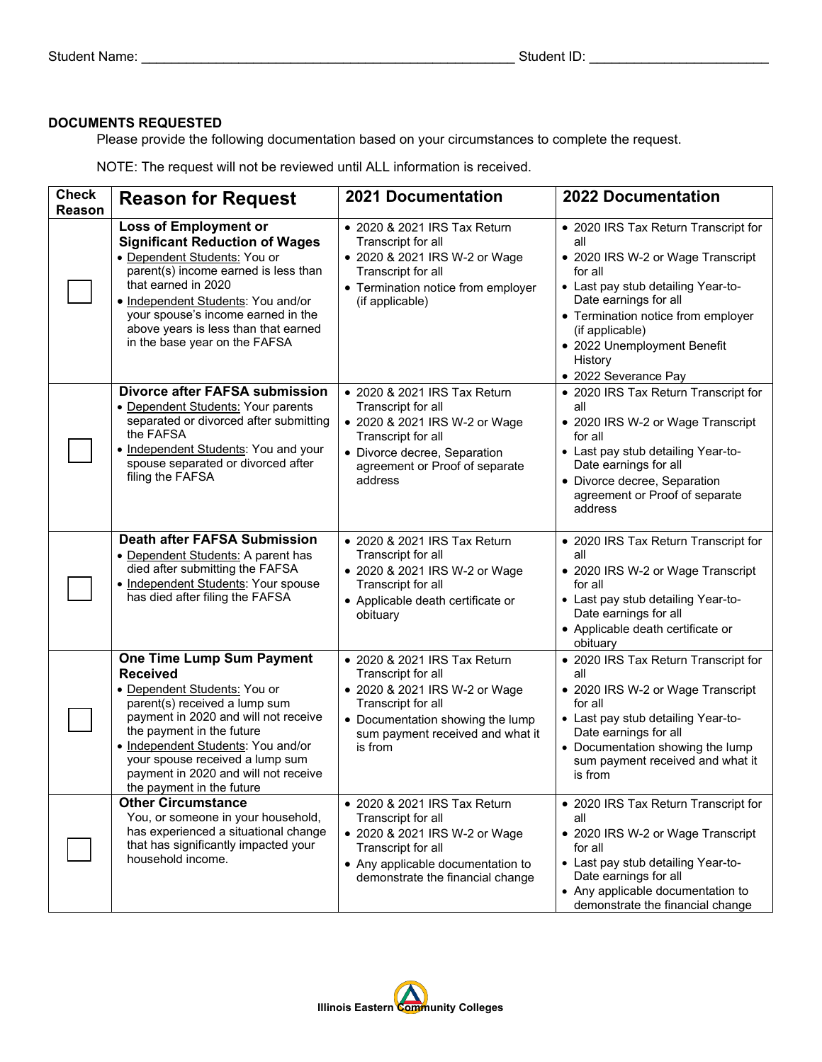Student Name: ________________________________________________ Student ID: ______________________

**DOCUMENTS REQUESTED**

Please provide the following documentation based on your circumstances to complete the request.

NOTE: The request will not be reviewed until ALL information is received.

| Check Reason | Reason for Request | 2021 Documentation | 2022 Documentation |
|---|---|---|---|
| ☐ | **Loss of Employment or Significant Reduction of Wages**<br>• Dependent Students: You or parent(s) income earned is less than that earned in 2020<br>• Independent Students: You and/or your spouse's income earned in the above years is less than that earned in the base year on the FAFSA | • 2020 & 2021 IRS Tax Return Transcript for all<br>• 2020 & 2021 IRS W-2 or Wage Transcript for all<br>• Termination notice from employer (if applicable) | • 2020 IRS Tax Return Transcript for all<br>• 2020 IRS W-2 or Wage Transcript for all<br>• Last pay stub detailing Year-to-Date earnings for all<br>• Termination notice from employer (if applicable)<br>• 2022 Unemployment Benefit History<br>• 2022 Severance Pay |
| ☐ | **Divorce after FAFSA submission**<br>• Dependent Students: Your parents separated or divorced after submitting the FAFSA<br>• Independent Students: You and your spouse separated or divorced after filing the FAFSA | • 2020 & 2021 IRS Tax Return Transcript for all<br>• 2020 & 2021 IRS W-2 or Wage Transcript for all<br>• Divorce decree, Separation agreement or Proof of separate address | • 2020 IRS Tax Return Transcript for all<br>• 2020 IRS W-2 or Wage Transcript for all<br>• Last pay stub detailing Year-to-Date earnings for all<br>• Divorce decree, Separation agreement or Proof of separate address |
| ☐ | **Death after FAFSA Submission**<br>• Dependent Students: A parent has died after submitting the FAFSA<br>• Independent Students: Your spouse has died after filing the FAFSA | • 2020 & 2021 IRS Tax Return Transcript for all<br>• 2020 & 2021 IRS W-2 or Wage Transcript for all<br>• Applicable death certificate or obituary | • 2020 IRS Tax Return Transcript for all<br>• 2020 IRS W-2 or Wage Transcript for all<br>• Last pay stub detailing Year-to-Date earnings for all<br>• Applicable death certificate or obituary |
| ☐ | **One Time Lump Sum Payment Received**<br>• Dependent Students: You or parent(s) received a lump sum payment in 2020 and will not receive the payment in the future<br>• Independent Students: You and/or your spouse received a lump sum payment in 2020 and will not receive the payment in the future | • 2020 & 2021 IRS Tax Return Transcript for all<br>• 2020 & 2021 IRS W-2 or Wage Transcript for all<br>• Documentation showing the lump sum payment received and what it is from | • 2020 IRS Tax Return Transcript for all<br>• 2020 IRS W-2 or Wage Transcript for all<br>• Last pay stub detailing Year-to-Date earnings for all<br>• Documentation showing the lump sum payment received and what it is from |
| ☐ | **Other Circumstance**<br>You, or someone in your household, has experienced a situational change that has significantly impacted your household income. | • 2020 & 2021 IRS Tax Return Transcript for all<br>• 2020 & 2021 IRS W-2 or Wage Transcript for all<br>• Any applicable documentation to demonstrate the financial change | • 2020 IRS Tax Return Transcript for all<br>• 2020 IRS W-2 or Wage Transcript for all<br>• Last pay stub detailing Year-to-Date earnings for all<br>• Any applicable documentation to demonstrate the financial change |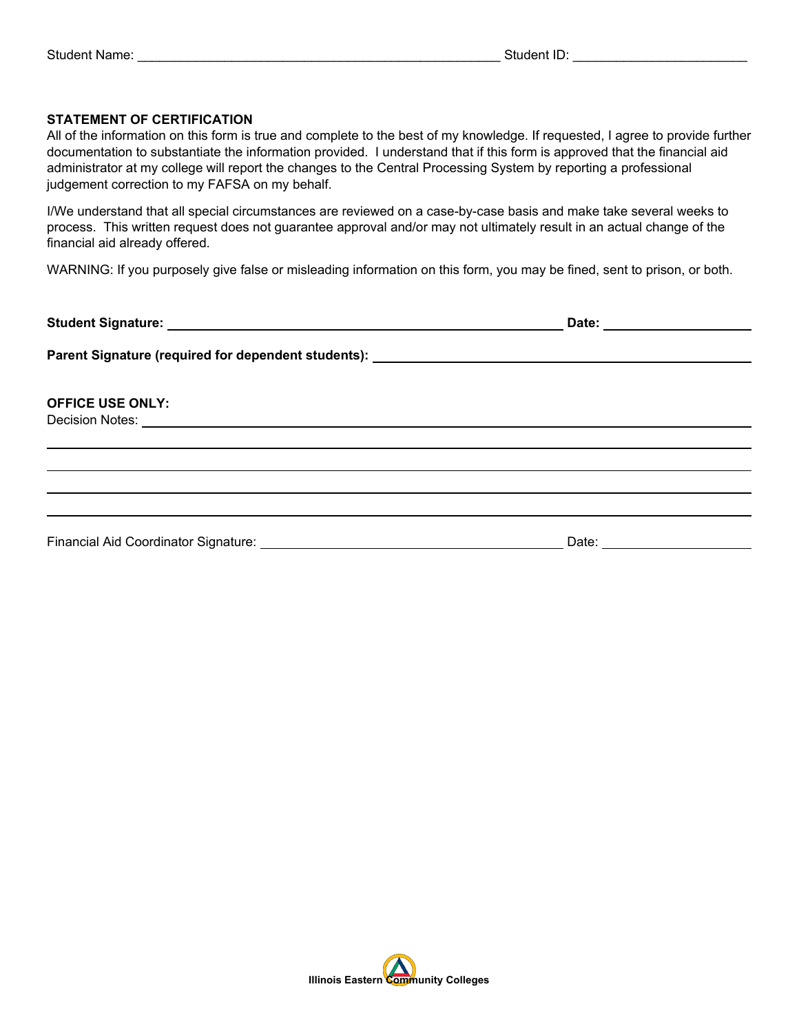Student Name: ___________________________________________________ Student ID: _______________________

**STATEMENT OF CERTIFICATION**

All of the information on this form is true and complete to the best of my knowledge. If requested, I agree to provide further documentation to substantiate the information provided. I understand that if this form is approved that the financial aid administrator at my college will report the changes to the Central Processing System by reporting a professional judgement correction to my FAFSA on my behalf.

I/We understand that all special circumstances are reviewed on a case-by-case basis and make take several weeks to process. This written request does not guarantee approval and/or may not ultimately result in an actual change of the financial aid already offered.

WARNING: If you purposely give false or misleading information on this form, you may be fined, sent to prison, or both.

**Student Signature:** _______________________________________________ **Date:** ____________________

**Parent Signature (required for dependent students):** _______________________________________________

**OFFICE USE ONLY:**

Decision Notes: _______________________________________________________________________________

_______________________________________________________________________________________________

_______________________________________________________________________________________________

_______________________________________________________________________________________________

_______________________________________________________________________________________________

Financial Aid Coordinator Signature: ______________________________________ Date: ____________________

**Illinois Eastern Community Colleges**